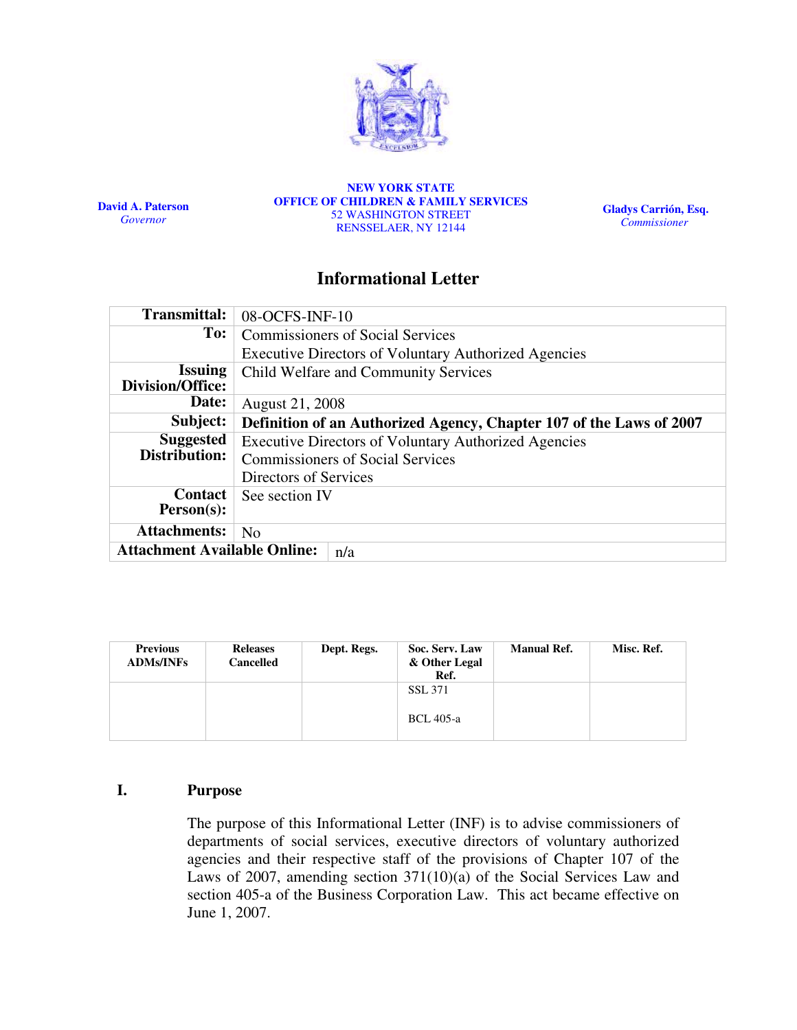**David A. Paterson**
*Governor*

**NEW YORK STATE**
**OFFICE OF CHILDREN & FAMILY SERVICES**
52 WASHINGTON STREET
RENSSELAER, NY 12144

**Gladys Carrión, Esq.**
*Commissioner*

# Informational Letter

| | |
|---|---|
| **Transmittal:** | 08-OCFS-INF-10 |
| **To:** | Commissioners of Social Services<br>Executive Directors of Voluntary Authorized Agencies |
| **Issuing Division/Office:** | Child Welfare and Community Services |
| **Date:** | August 21, 2008 |
| **Subject:** | **Definition of an Authorized Agency, Chapter 107 of the Laws of 2007** |
| **Suggested Distribution:** | Executive Directors of Voluntary Authorized Agencies<br>Commissioners of Social Services<br>Directors of Services |
| **Contact Person(s):** | See section IV |
| **Attachments:** | No |
| **Attachment Available Online:** | n/a |

| Previous ADMs/INFs | Releases Cancelled | Dept. Regs. | Soc. Serv. Law & Other Legal Ref. | Manual Ref. | Misc. Ref. |
|---|---|---|---|---|---|
| | | | SSL 371<br><br>BCL 405-a | | |

## I. Purpose

The purpose of this Informational Letter (INF) is to advise commissioners of departments of social services, executive directors of voluntary authorized agencies and their respective staff of the provisions of Chapter 107 of the Laws of 2007, amending section 371(10)(a) of the Social Services Law and section 405-a of the Business Corporation Law. This act became effective on June 1, 2007.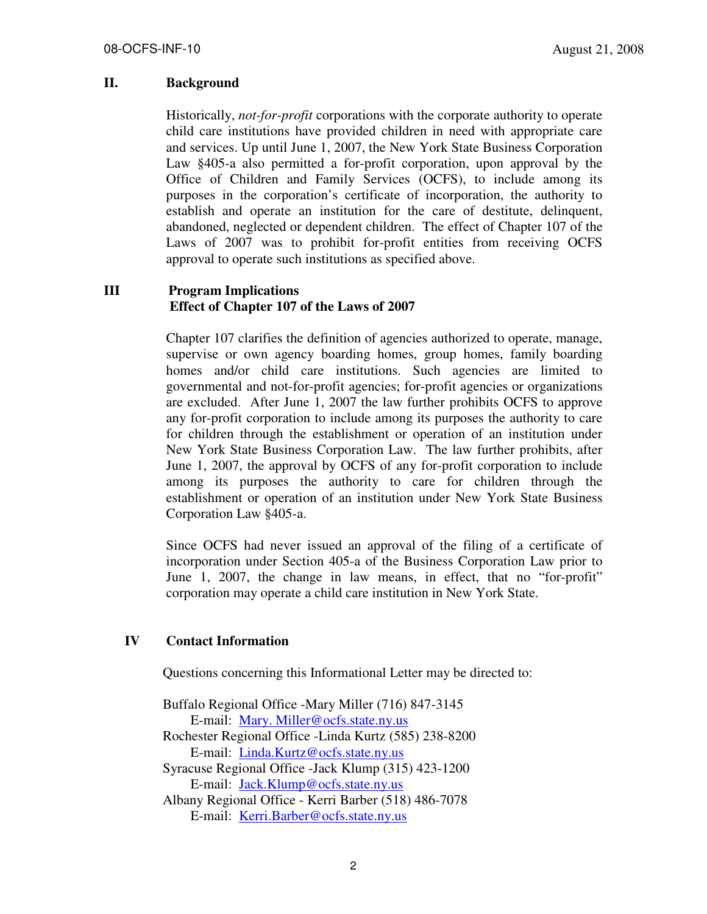## II. Background

Historically, *not-for-profit* corporations with the corporate authority to operate child care institutions have provided children in need with appropriate care and services. Up until June 1, 2007, the New York State Business Corporation Law §405-a also permitted a for-profit corporation, upon approval by the Office of Children and Family Services (OCFS), to include among its purposes in the corporation's certificate of incorporation, the authority to establish and operate an institution for the care of destitute, delinquent, abandoned, neglected or dependent children. The effect of Chapter 107 of the Laws of 2007 was to prohibit for-profit entities from receiving OCFS approval to operate such institutions as specified above.

## III Program Implications

### Effect of Chapter 107 of the Laws of 2007

Chapter 107 clarifies the definition of agencies authorized to operate, manage, supervise or own agency boarding homes, group homes, family boarding homes and/or child care institutions. Such agencies are limited to governmental and not-for-profit agencies; for-profit agencies or organizations are excluded. After June 1, 2007 the law further prohibits OCFS to approve any for-profit corporation to include among its purposes the authority to care for children through the establishment or operation of an institution under New York State Business Corporation Law. The law further prohibits, after June 1, 2007, the approval by OCFS of any for-profit corporation to include among its purposes the authority to care for children through the establishment or operation of an institution under New York State Business Corporation Law §405-a.

Since OCFS had never issued an approval of the filing of a certificate of incorporation under Section 405-a of the Business Corporation Law prior to June 1, 2007, the change in law means, in effect, that no "for-profit" corporation may operate a child care institution in New York State.

## IV Contact Information

Questions concerning this Informational Letter may be directed to:

Buffalo Regional Office -Mary Miller (716) 847-3145
    E-mail: Mary. Miller@ocfs.state.ny.us
Rochester Regional Office -Linda Kurtz (585) 238-8200
    E-mail: Linda.Kurtz@ocfs.state.ny.us
Syracuse Regional Office -Jack Klump (315) 423-1200
    E-mail: Jack.Klump@ocfs.state.ny.us
Albany Regional Office - Kerri Barber (518) 486-7078
    E-mail: Kerri.Barber@ocfs.state.ny.us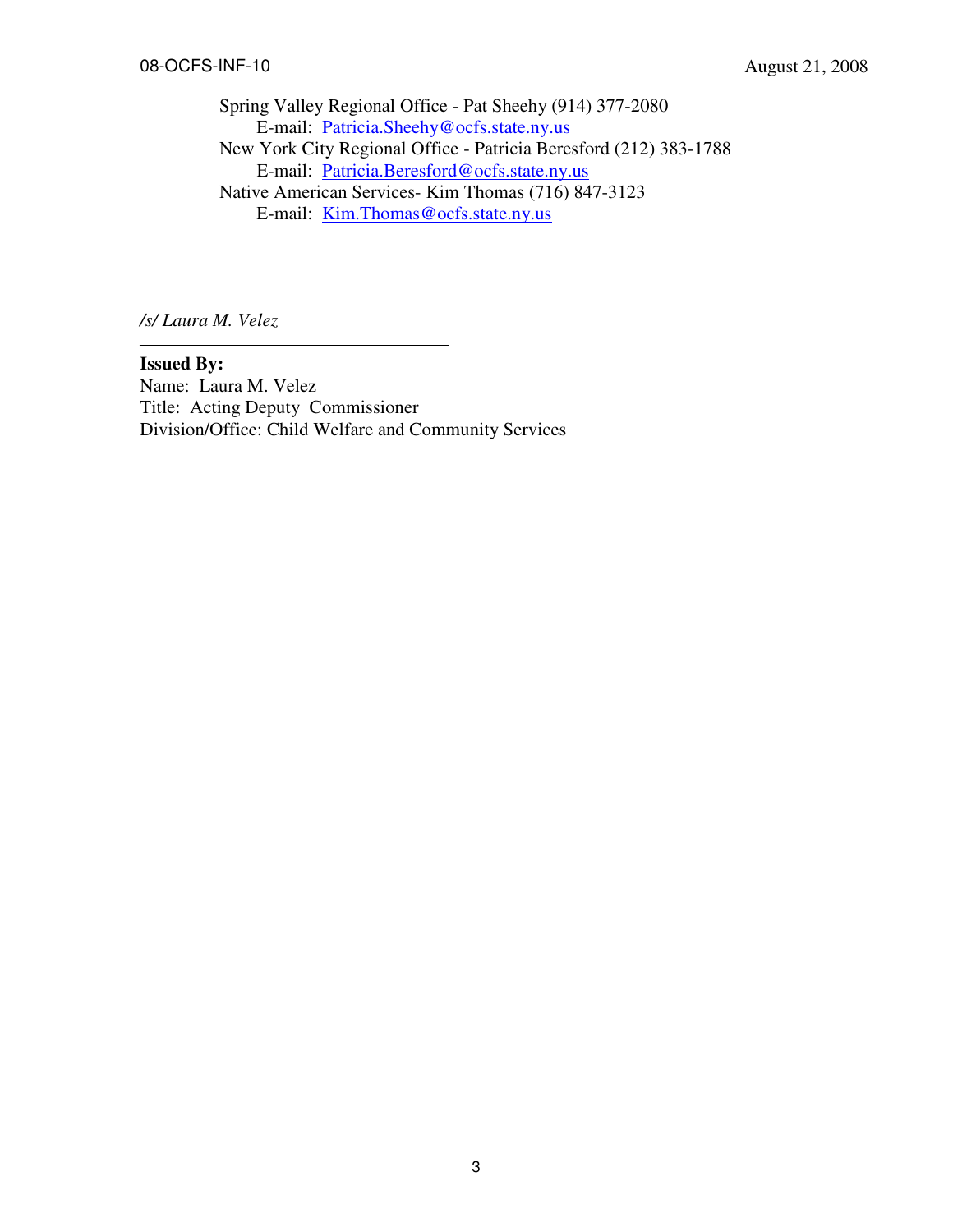Spring Valley Regional Office - Pat Sheehy (914) 377-2080
E-mail: Patricia.Sheehy@ocfs.state.ny.us

New York City Regional Office - Patricia Beresford (212) 383-1788
E-mail: Patricia.Beresford@ocfs.state.ny.us

Native American Services- Kim Thomas (716) 847-3123
E-mail: Kim.Thomas@ocfs.state.ny.us

*/s/ Laura M. Velez*

---

**Issued By:**
Name: Laura M. Velez
Title: Acting Deputy Commissioner
Division/Office: Child Welfare and Community Services